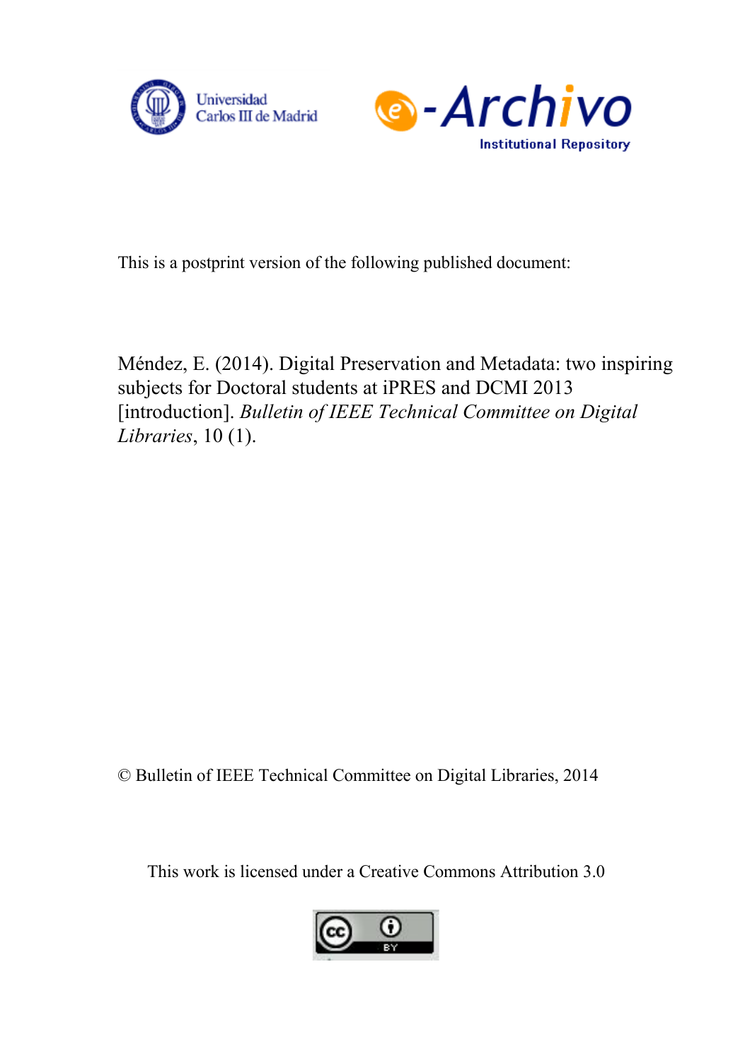Universidad Carlos III de Madrid

e-Archivo Institutional Repository

This is a postprint version of the following published document:

Méndez, E. (2014). Digital Preservation and Metadata: two inspiring subjects for Doctoral students at iPRES and DCMI 2013 [introduction]. *Bulletin of IEEE Technical Committee on Digital Libraries*, 10 (1).

© Bulletin of IEEE Technical Committee on Digital Libraries, 2014

This work is licensed under a Creative Commons Attribution 3.0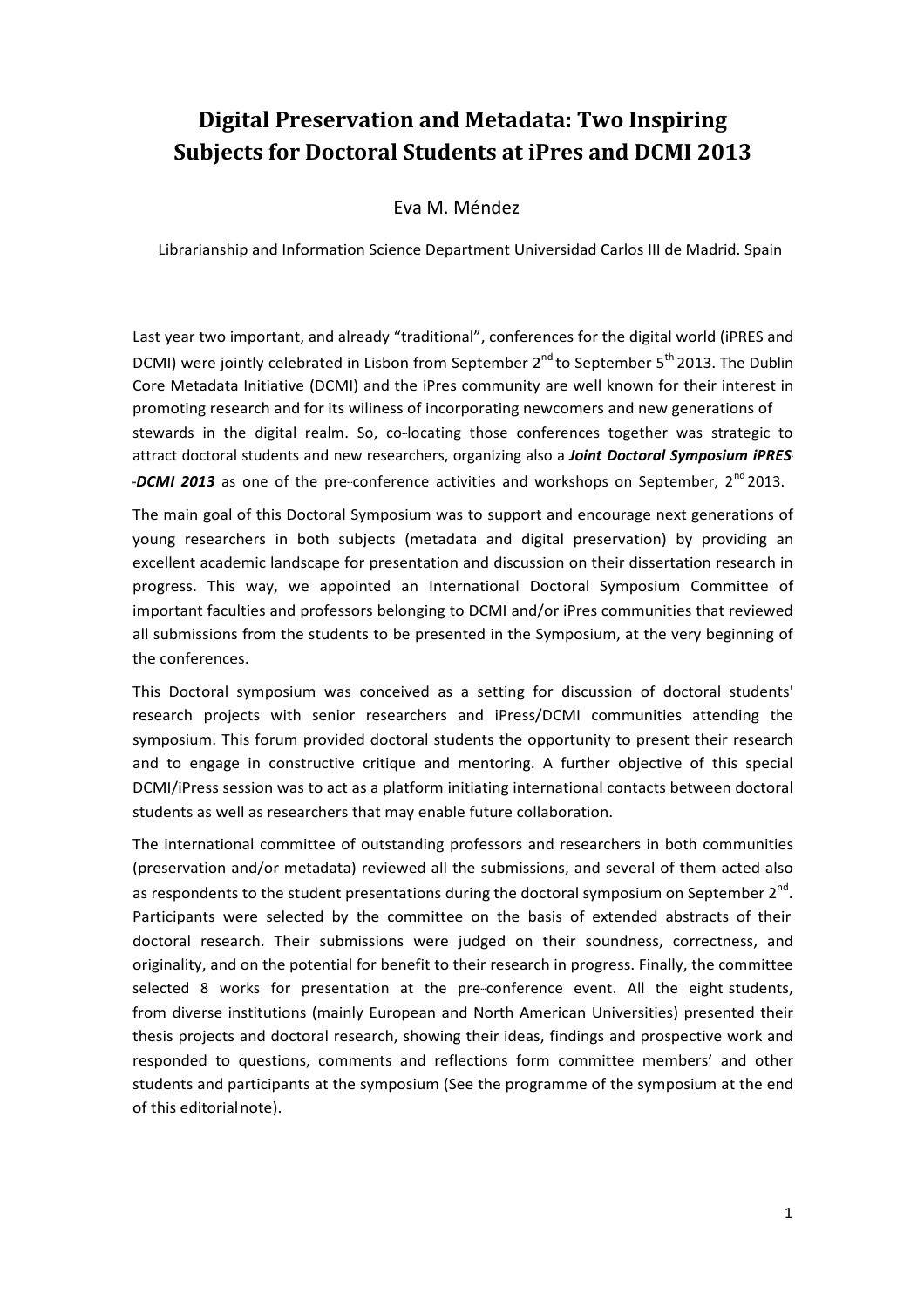# Digital Preservation and Metadata: Two Inspiring Subjects for Doctoral Students at iPres and DCMI 2013

Eva M. Méndez

Librarianship and Information Science Department Universidad Carlos III de Madrid. Spain

Last year two important, and already "traditional", conferences for the digital world (iPRES and DCMI) were jointly celebrated in Lisbon from September 2nd to September 5th 2013. The Dublin Core Metadata Initiative (DCMI) and the iPres community are well known for their interest in promoting research and for its wiliness of incorporating newcomers and new generations of stewards in the digital realm. So, co-locating those conferences together was strategic to attract doctoral students and new researchers, organizing also a ***Joint Doctoral Symposium iPRES-DCMI 2013*** as one of the pre-conference activities and workshops on September, 2nd 2013.

The main goal of this Doctoral Symposium was to support and encourage next generations of young researchers in both subjects (metadata and digital preservation) by providing an excellent academic landscape for presentation and discussion on their dissertation research in progress. This way, we appointed an International Doctoral Symposium Committee of important faculties and professors belonging to DCMI and/or iPres communities that reviewed all submissions from the students to be presented in the Symposium, at the very beginning of the conferences.

This Doctoral symposium was conceived as a setting for discussion of doctoral students' research projects with senior researchers and iPress/DCMI communities attending the symposium. This forum provided doctoral students the opportunity to present their research and to engage in constructive critique and mentoring. A further objective of this special DCMI/iPress session was to act as a platform initiating international contacts between doctoral students as well as researchers that may enable future collaboration.

The international committee of outstanding professors and researchers in both communities (preservation and/or metadata) reviewed all the submissions, and several of them acted also as respondents to the student presentations during the doctoral symposium on September 2nd. Participants were selected by the committee on the basis of extended abstracts of their doctoral research. Their submissions were judged on their soundness, correctness, and originality, and on the potential for benefit to their research in progress. Finally, the committee selected 8 works for presentation at the pre-conference event. All the eight students, from diverse institutions (mainly European and North American Universities) presented their thesis projects and doctoral research, showing their ideas, findings and prospective work and responded to questions, comments and reflections form committee members' and other students and participants at the symposium (See the programme of the symposium at the end of this editorial note).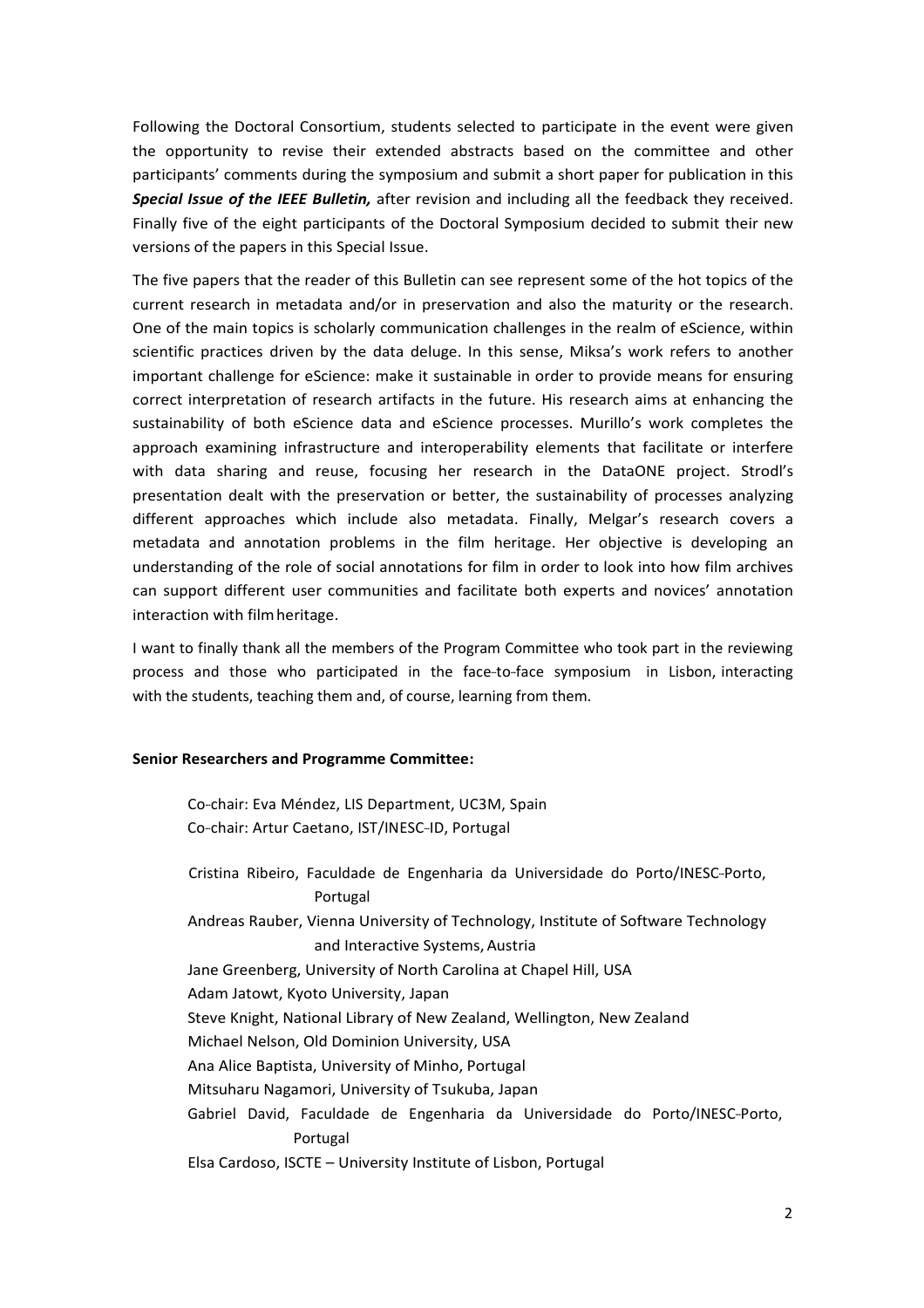Following the Doctoral Consortium, students selected to participate in the event were given the opportunity to revise their extended abstracts based on the committee and other participants' comments during the symposium and submit a short paper for publication in this ***Special Issue of the IEEE Bulletin,*** after revision and including all the feedback they received. Finally five of the eight participants of the Doctoral Symposium decided to submit their new versions of the papers in this Special Issue.

The five papers that the reader of this Bulletin can see represent some of the hot topics of the current research in metadata and/or in preservation and also the maturity or the research. One of the main topics is scholarly communication challenges in the realm of eScience, within scientific practices driven by the data deluge. In this sense, Miksa's work refers to another important challenge for eScience: make it sustainable in order to provide means for ensuring correct interpretation of research artifacts in the future. His research aims at enhancing the sustainability of both eScience data and eScience processes. Murillo's work completes the approach examining infrastructure and interoperability elements that facilitate or interfere with data sharing and reuse, focusing her research in the DataONE project. Strodl's presentation dealt with the preservation or better, the sustainability of processes analyzing different approaches which include also metadata. Finally, Melgar's research covers a metadata and annotation problems in the film heritage. Her objective is developing an understanding of the role of social annotations for film in order to look into how film archives can support different user communities and facilitate both experts and novices' annotation interaction with film heritage.

I want to finally thank all the members of the Program Committee who took part in the reviewing process and those who participated in the face-to-face symposium in Lisbon, interacting with the students, teaching them and, of course, learning from them.

**Senior Researchers and Programme Committee:**

Co-chair: Eva Méndez, LIS Department, UC3M, Spain
Co-chair: Artur Caetano, IST/INESC-ID, Portugal

Cristina Ribeiro, Faculdade de Engenharia da Universidade do Porto/INESC-Porto, Portugal
Andreas Rauber, Vienna University of Technology, Institute of Software Technology and Interactive Systems, Austria
Jane Greenberg, University of North Carolina at Chapel Hill, USA
Adam Jatowt, Kyoto University, Japan
Steve Knight, National Library of New Zealand, Wellington, New Zealand
Michael Nelson, Old Dominion University, USA
Ana Alice Baptista, University of Minho, Portugal
Mitsuharu Nagamori, University of Tsukuba, Japan
Gabriel David, Faculdade de Engenharia da Universidade do Porto/INESC-Porto, Portugal
Elsa Cardoso, ISCTE – University Institute of Lisbon, Portugal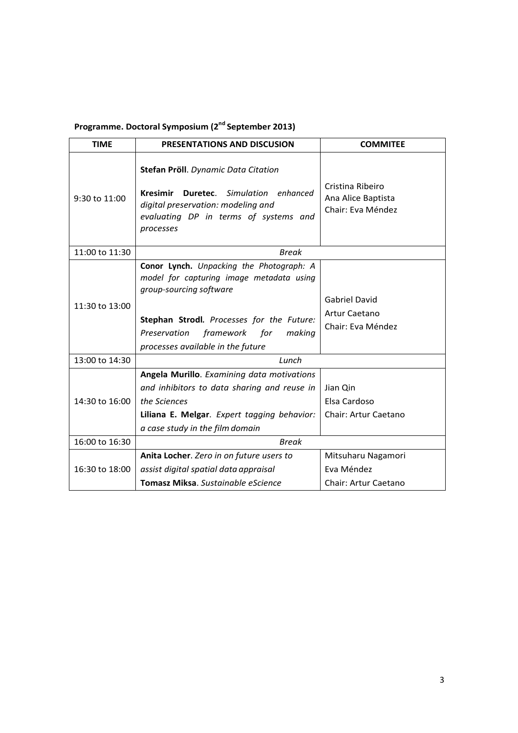**Programme. Doctoral Symposium (2nd September 2013)**

| TIME | PRESENTATIONS AND DISCUSION | COMMITEE |
|---|---|---|
| 9:30 to 11:00 | **Stefan Pröll**. *Dynamic Data Citation*<br><br>**Kresimir Duretec**. *Simulation enhanced digital preservation: modeling and evaluating DP in terms of systems and processes* | Cristina Ribeiro<br>Ana Alice Baptista<br>Chair: Eva Méndez |
| 11:00 to 11:30 | *Break* | |
| 11:30 to 13:00 | **Conor Lynch.** *Unpacking the Photograph: A model for capturing image metadata using group-sourcing software*<br><br>**Stephan Strodl***. Processes for the Future: Preservation framework for making processes available in the future* | Gabriel David<br>Artur Caetano<br>Chair: Eva Méndez |
| 13:00 to 14:30 | *Lunch* | |
| 14:30 to 16:00 | **Angela Murillo**. *Examining data motivations and inhibitors to data sharing and reuse in the Sciences*<br>**Liliana E. Melgar**. *Expert tagging behavior: a case study in the film domain* | Jian Qin<br>Elsa Cardoso<br>Chair: Artur Caetano |
| 16:00 to 16:30 | *Break* | |
| 16:30 to 18:00 | **Anita Locher**. *Zero in on future users to assist digital spatial data appraisal*<br>**Tomasz Miksa**. *Sustainable eScience* | Mitsuharu Nagamori<br>Eva Méndez<br>Chair: Artur Caetano |